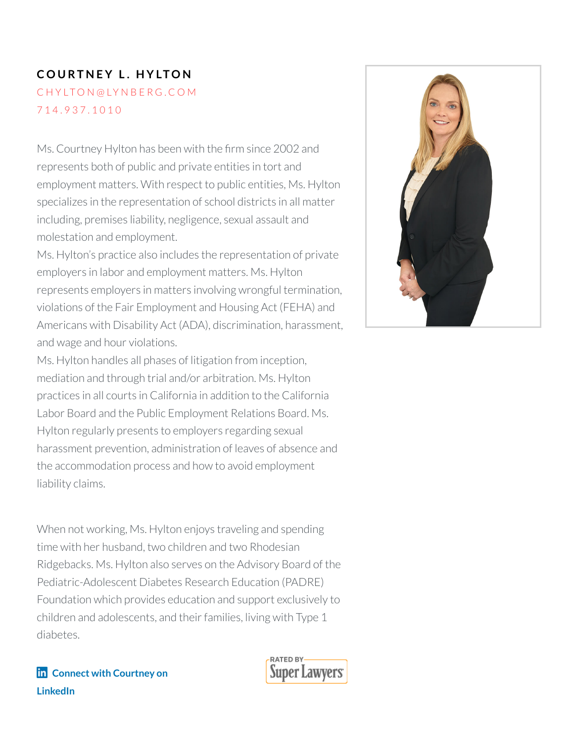# COURTNEY L. HYLTON

CHYLTON@LYNBERG.COM

714.937.1010

Ms. Courtney Hylton has been with the firm since 2002 and represents both of public and private entities in tort and employment matters. With respect to public entities, Ms. Hylton specializes in the representation of school districts in all matter including, premises liability, negligence, sexual assault and molestation and employment.

Ms. Hylton's practice also includes the representation of private employers in labor and employment matters. Ms. Hylton represents employers in matters involving wrongful termination, violations of the Fair Employment and Housing Act (FEHA) and Americans with Disability Act (ADA), discrimination, harassment, and wage and hour violations.

Ms. Hylton handles all phases of litigation from inception, mediation and through trial and/or arbitration. Ms. Hylton practices in all courts in California in addition to the California Labor Board and the Public Employment Relations Board. Ms. Hylton regularly presents to employers regarding sexual harassment prevention, administration of leaves of absence and the accommodation process and how to avoid employment liability claims.

When not working, Ms. Hylton enjoys traveling and spending time with her husband, two children and two Rhodesian Ridgebacks. Ms. Hylton also serves on the Advisory Board of the Pediatric-Adolescent Diabetes Research Education (PADRE) Foundation which provides education and support exclusively to children and adolescents, and their families, living with Type 1 diabetes.

**Connect with Courtney on LinkedIn**

RATED BY Super Lawyers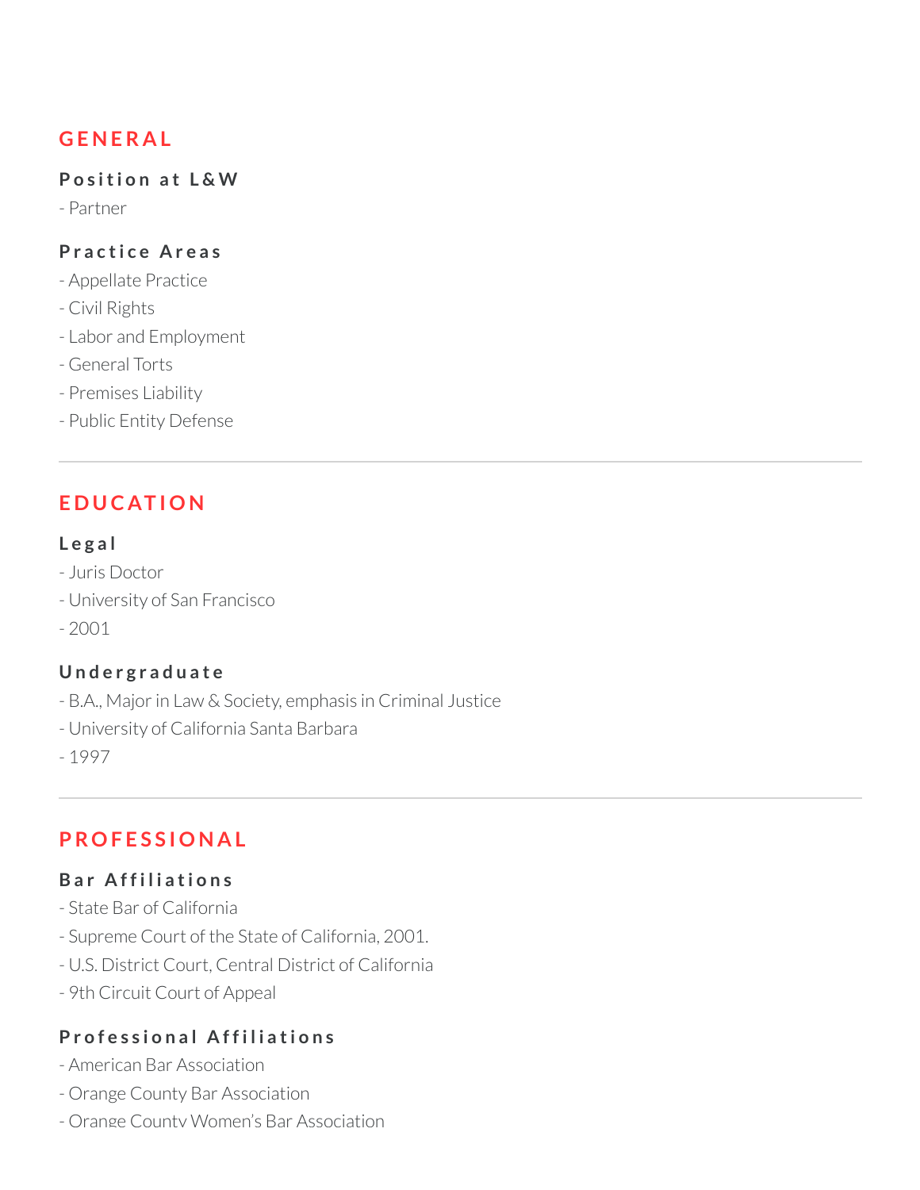## GENERAL

### Position at L&W

- Partner

### Practice Areas

- Appellate Practice
- Civil Rights
- Labor and Employment
- General Torts
- Premises Liability
- Public Entity Defense

---

## EDUCATION

### Legal

- Juris Doctor
- University of San Francisco
- 2001

### Undergraduate

- B.A., Major in Law & Society, emphasis in Criminal Justice
- University of California Santa Barbara
- 1997

---

## PROFESSIONAL

### Bar Affiliations

- State Bar of California
- Supreme Court of the State of California, 2001.
- U.S. District Court, Central District of California
- 9th Circuit Court of Appeal

### Professional Affiliations

- American Bar Association
- Orange County Bar Association
- Orange County Women's Bar Association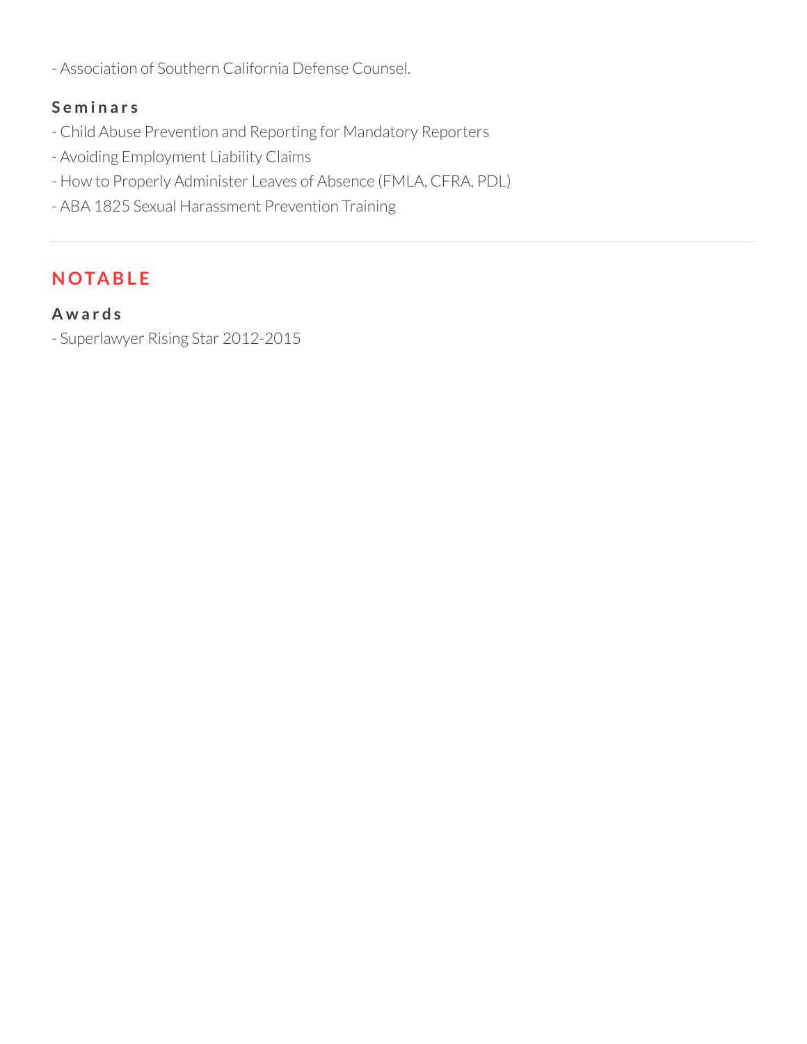- Association of Southern California Defense Counsel.

### Seminars

- Child Abuse Prevention and Reporting for Mandatory Reporters
- Avoiding Employment Liability Claims
- How to Properly Administer Leaves of Absence (FMLA, CFRA, PDL)
- ABA 1825 Sexual Harassment Prevention Training

---

## NOTABLE

### Awards

- Superlawyer Rising Star 2012-2015